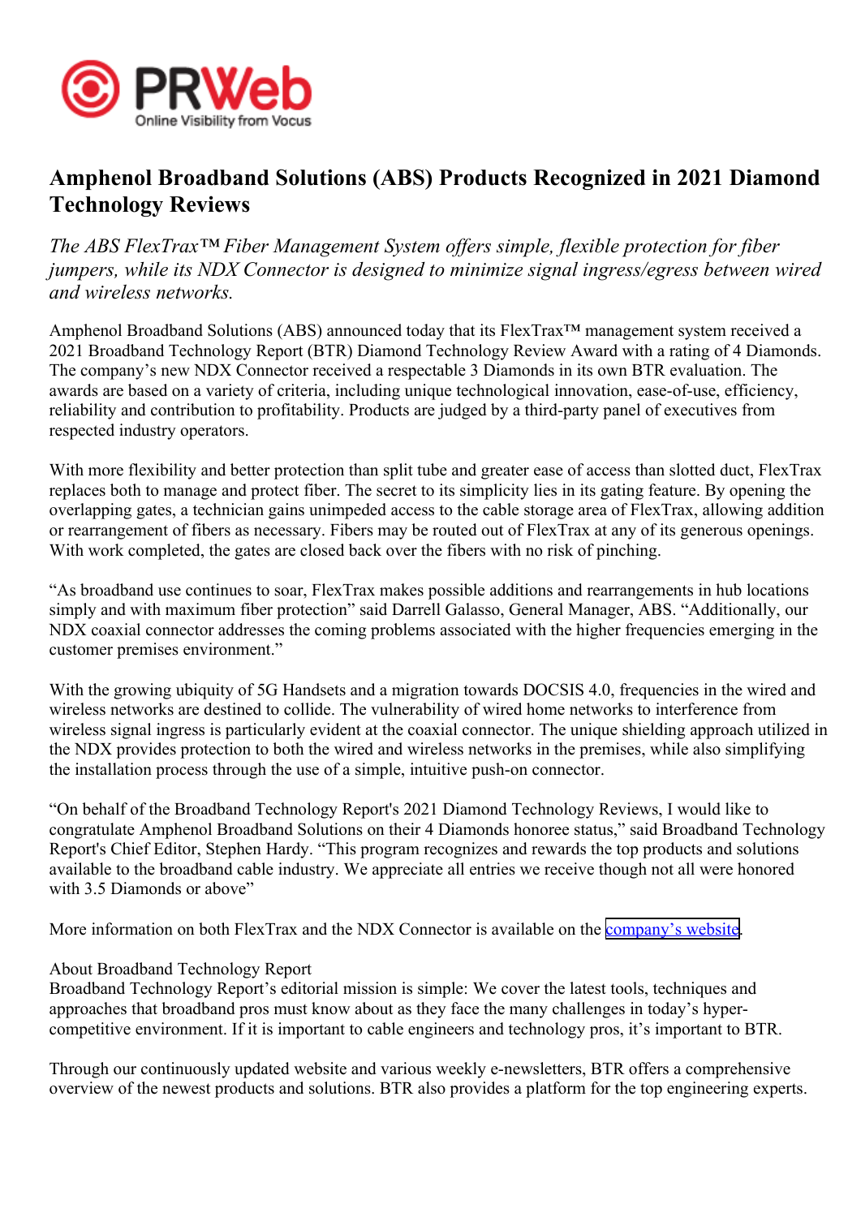# Amphenol Broadband Solutions (ABS) Products Recognized in 2021 Diamond Technology Reviews

*The ABS FlexTrax™ Fiber Management System offers simple, flexible protection for fiber jumpers, while its NDX Connector is designed to minimize signal ingress/egress between wired and wireless networks.*

Amphenol Broadband Solutions (ABS) announced today that its FlexTrax™ management system received a 2021 Broadband Technology Report (BTR) Diamond Technology Review Award with a rating of 4 Diamonds. The company's new NDX Connector received a respectable 3 Diamonds in its own BTR evaluation. The awards are based on a variety of criteria, including unique technological innovation, ease-of-use, efficiency, reliability and contribution to profitability. Products are judged by a third-party panel of executives from respected industry operators.

With more flexibility and better protection than split tube and greater ease of access than slotted duct, FlexTrax replaces both to manage and protect fiber. The secret to its simplicity lies in its gating feature. By opening the overlapping gates, a technician gains unimpeded access to the cable storage area of FlexTrax, allowing addition or rearrangement of fibers as necessary. Fibers may be routed out of FlexTrax at any of its generous openings. With work completed, the gates are closed back over the fibers with no risk of pinching.

"As broadband use continues to soar, FlexTrax makes possible additions and rearrangements in hub locations simply and with maximum fiber protection" said Darrell Galasso, General Manager, ABS. "Additionally, our NDX coaxial connector addresses the coming problems associated with the higher frequencies emerging in the customer premises environment."

With the growing ubiquity of 5G Handsets and a migration towards DOCSIS 4.0, frequencies in the wired and wireless networks are destined to collide. The vulnerability of wired home networks to interference from wireless signal ingress is particularly evident at the coaxial connector. The unique shielding approach utilized in the NDX provides protection to both the wired and wireless networks in the premises, while also simplifying the installation process through the use of a simple, intuitive push-on connector.

"On behalf of the Broadband Technology Report's 2021 Diamond Technology Reviews, I would like to congratulate Amphenol Broadband Solutions on their 4 Diamonds honoree status," said Broadband Technology Report's Chief Editor, Stephen Hardy. "This program recognizes and rewards the top products and solutions available to the broadband cable industry. We appreciate all entries we receive though not all were honored with 3.5 Diamonds or above"

More information on both FlexTrax and the NDX Connector is available on the company's website.

About Broadband Technology Report
Broadband Technology Report's editorial mission is simple: We cover the latest tools, techniques and approaches that broadband pros must know about as they face the many challenges in today's hyper-competitive environment. If it is important to cable engineers and technology pros, it's important to BTR.

Through our continuously updated website and various weekly e-newsletters, BTR offers a comprehensive overview of the newest products and solutions. BTR also provides a platform for the top engineering experts.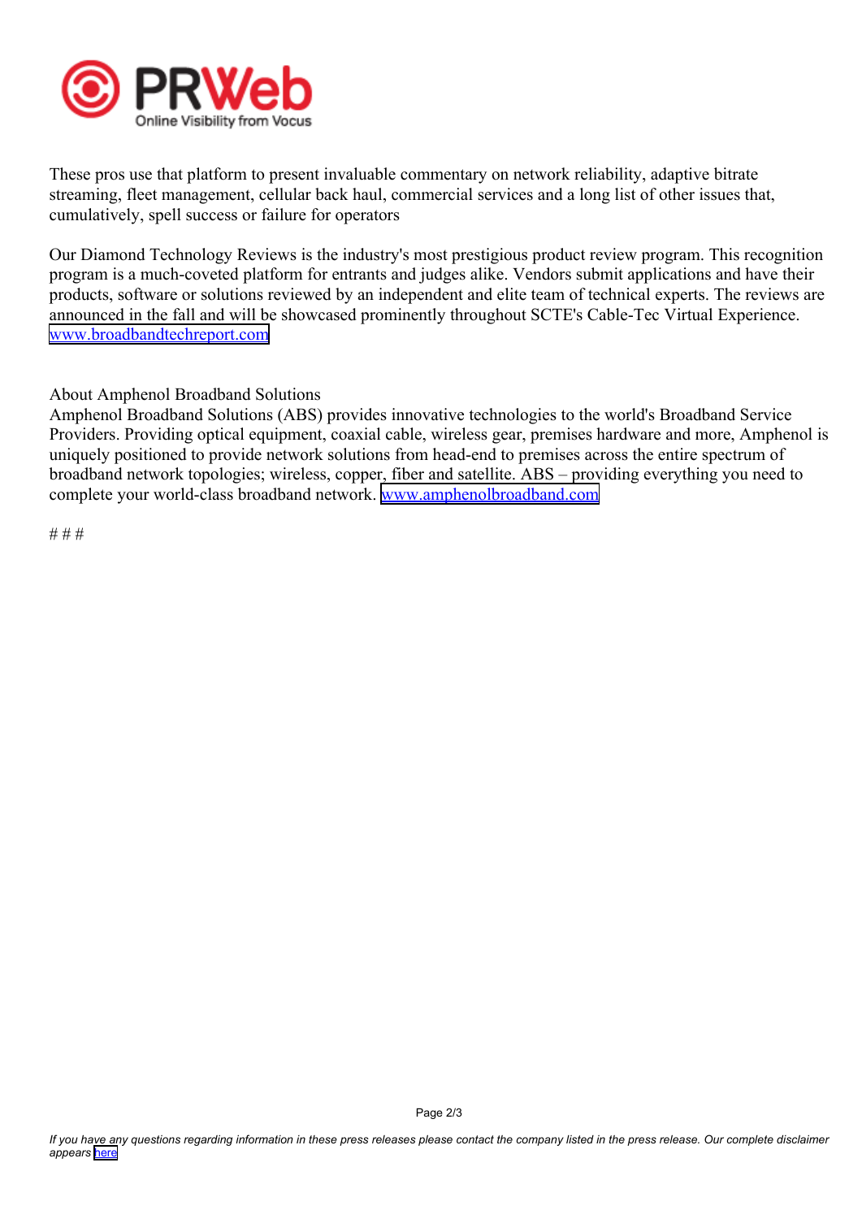These pros use that platform to present invaluable commentary on network reliability, adaptive bitrate streaming, fleet management, cellular back haul, commercial services and a long list of other issues that, cumulatively, spell success or failure for operators

Our Diamond Technology Reviews is the industry's most prestigious product review program. This recognition program is a much-coveted platform for entrants and judges alike. Vendors submit applications and have their products, software or solutions reviewed by an independent and elite team of technical experts. The reviews are announced in the fall and will be showcased prominently throughout SCTE's Cable-Tec Virtual Experience. www.broadbandtechreport.com

About Amphenol Broadband Solutions
Amphenol Broadband Solutions (ABS) provides innovative technologies to the world's Broadband Service Providers. Providing optical equipment, coaxial cable, wireless gear, premises hardware and more, Amphenol is uniquely positioned to provide network solutions from head-end to premises across the entire spectrum of broadband network topologies; wireless, copper, fiber and satellite. ABS – providing everything you need to complete your world-class broadband network. www.amphenolbroadband.com

# # #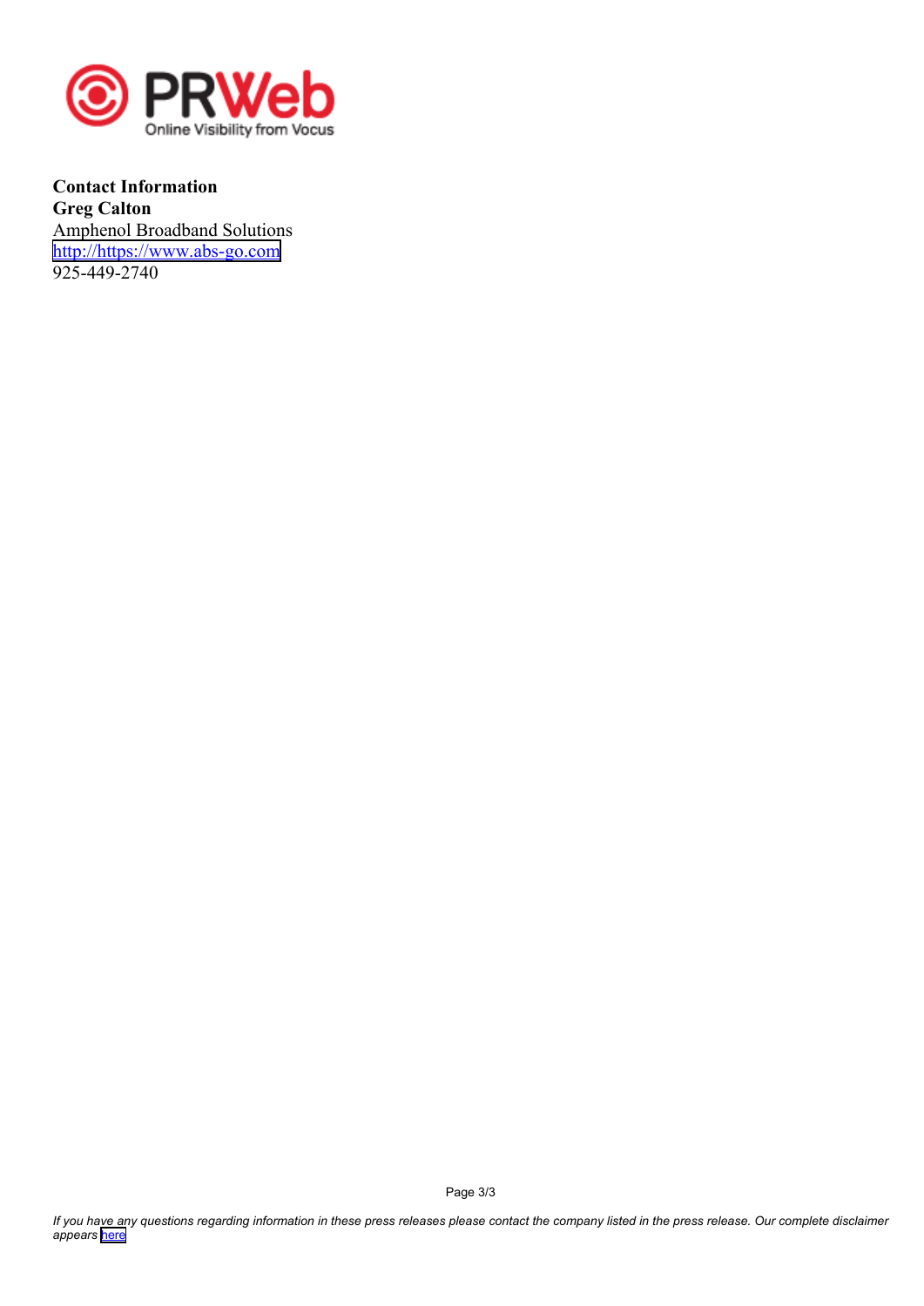**Contact Information**
**Greg Calton**
Amphenol Broadband Solutions
http://https://www.abs-go.com
925-449-2740

*If you have any questions regarding information in these press releases please contact the company listed in the press release. Our complete disclaimer appears here*